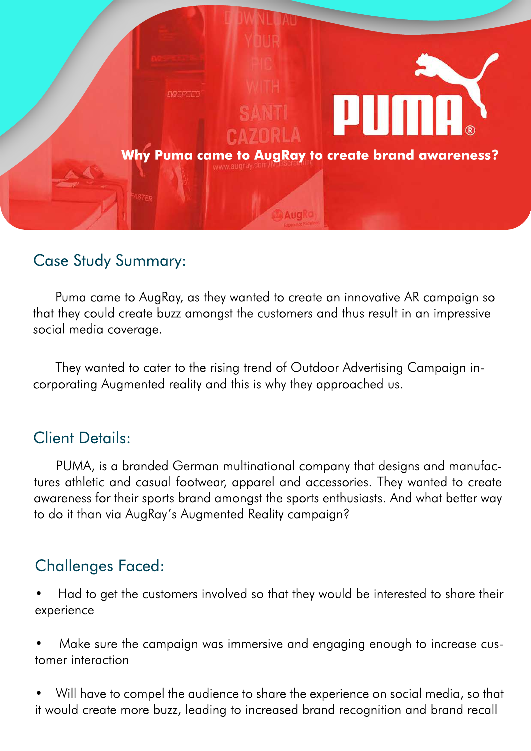## Why Puma came to AugRay to create brand awareness?

## Case Study Summary:

Puma came to AugRay, as they wanted to create an innovative AR campaign so that they could create buzz amongst the customers and thus result in an impressive social media coverage.

They wanted to cater to the rising trend of Outdoor Advertising Campaign incorporating Augmented reality and this is why they approached us.

## Client Details:

PUMA, is a branded German multinational company that designs and manufactures athletic and casual footwear, apparel and accessories. They wanted to create awareness for their sports brand amongst the sports enthusiasts. And what better way to do it than via AugRay's Augmented Reality campaign?

## Challenges Faced:

- Had to get the customers involved so that they would be interested to share their experience
- Make sure the campaign was immersive and engaging enough to increase customer interaction
- Will have to compel the audience to share the experience on social media, so that it would create more buzz, leading to increased brand recognition and brand recall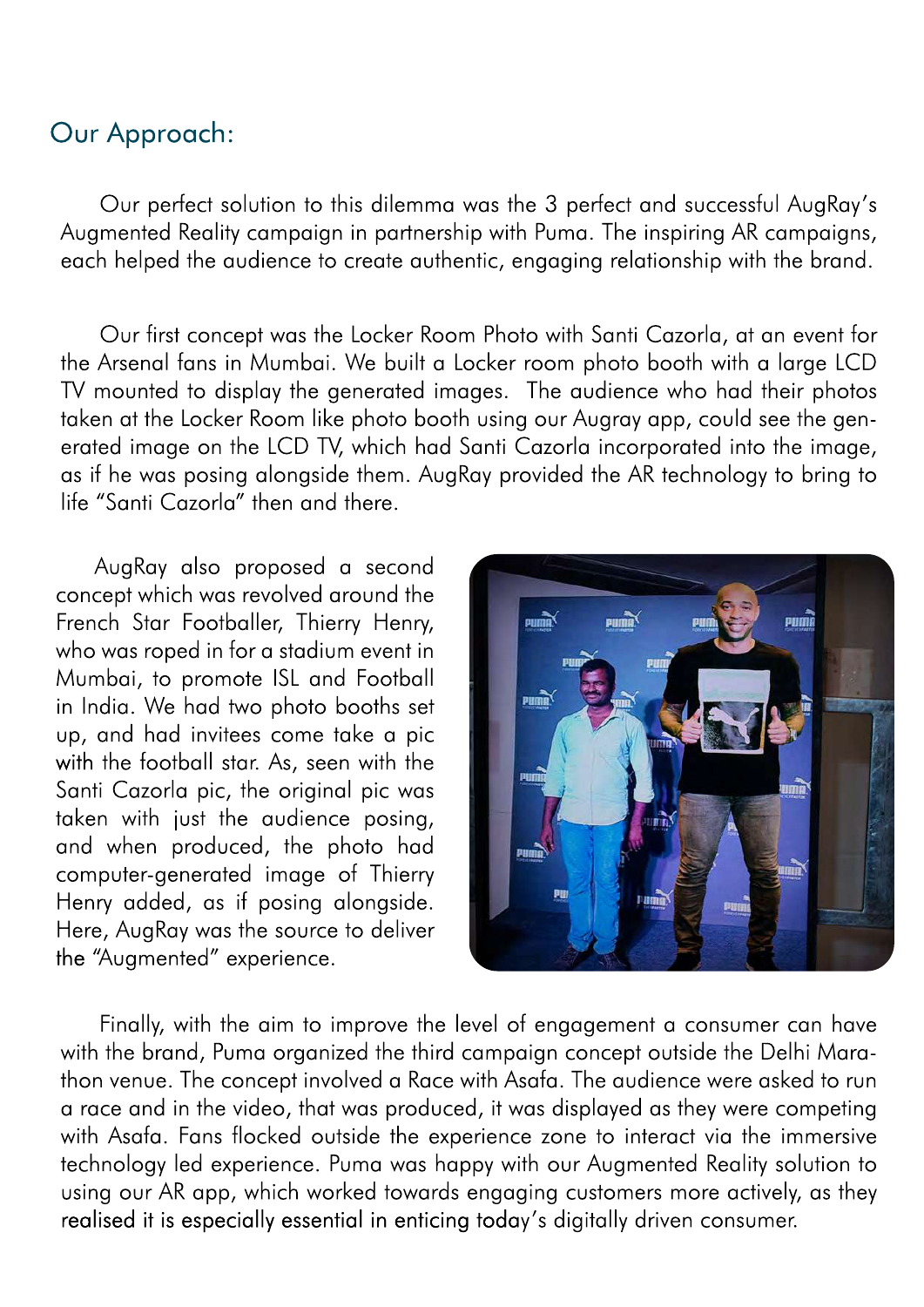## Our Approach:

Our perfect solution to this dilemma was the 3 perfect and successful AugRay's Augmented Reality campaign in partnership with Puma. The inspiring AR campaigns, each helped the audience to create authentic, engaging relationship with the brand.

Our first concept was the Locker Room Photo with Santi Cazorla, at an event for the Arsenal fans in Mumbai. We built a Locker room photo booth with a large LCD TV mounted to display the generated images. The audience who had their photos taken at the Locker Room like photo booth using our Augray app, could see the generated image on the LCD TV, which had Santi Cazorla incorporated into the image, as if he was posing alongside them. AugRay provided the AR technology to bring to life "Santi Cazorla" then and there.

AugRay also proposed a second concept which was revolved around the French Star Footballer, Thierry Henry, who was roped in for a stadium event in Mumbai, to promote ISL and Football in India. We had two photo booths set up, and had invitees come take a pic with the football star. As, seen with the Santi Cazorla pic, the original pic was taken with just the audience posing, and when produced, the photo had computer-generated image of Thierry Henry added, as if posing alongside. Here, AugRay was the source to deliver the "Augmented" experience.

Finally, with the aim to improve the level of engagement a consumer can have with the brand, Puma organized the third campaign concept outside the Delhi Marathon venue. The concept involved a Race with Asafa. The audience were asked to run a race and in the video, that was produced, it was displayed as they were competing with Asafa. Fans flocked outside the experience zone to interact via the immersive technology led experience. Puma was happy with our Augmented Reality solution to using our AR app, which worked towards engaging customers more actively, as they realised it is especially essential in enticing today's digitally driven consumer.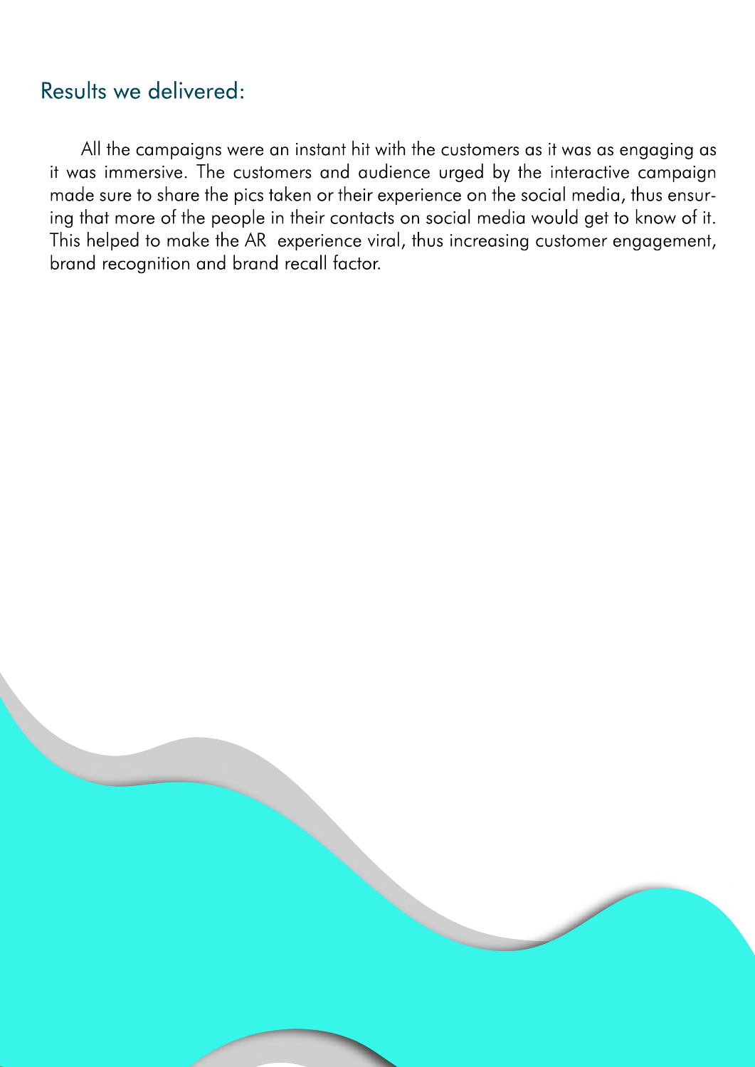## Results we delivered:

All the campaigns were an instant hit with the customers as it was as engaging as it was immersive. The customers and audience urged by the interactive campaign made sure to share the pics taken or their experience on the social media, thus ensuring that more of the people in their contacts on social media would get to know of it. This helped to make the AR experience viral, thus increasing customer engagement, brand recognition and brand recall factor.